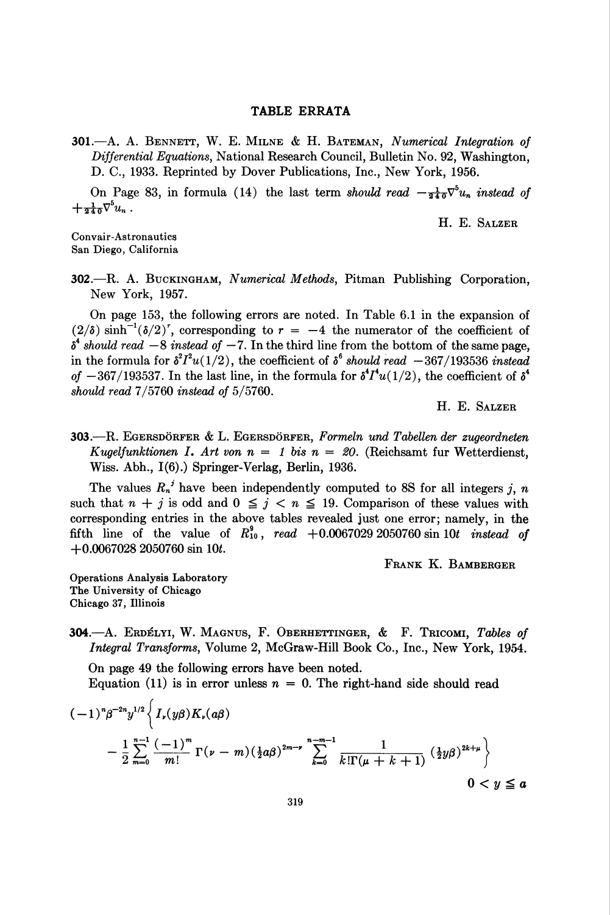# TABLE ERRATA

**301.**—A. A. Bennett, W. E. Milne & H. Bateman, *Numerical Integration of Differential Equations*, National Research Council, Bulletin No. 92, Washington, D. C., 1933. Reprinted by Dover Publications, Inc., New York, 1956.

On Page 83, in formula (14) the last term *should read* $-\frac{1}{240}\nabla^5 u_n$ *instead of* $+\frac{1}{240}\nabla^5 u_n$.

H. E. Salzer

Convair-Astronautics
San Diego, California

**302.**—R. A. Buckingham, *Numerical Methods*, Pitman Publishing Corporation, New York, 1957.

On page 153, the following errors are noted. In Table 6.1 in the expansion of $(2/\delta)\sinh^{-1}(\delta/2)^r$, corresponding to $r = -4$ the numerator of the coefficient of $\delta^4$ *should read* $-8$ *instead of* $-7$. In the third line from the bottom of the same page, in the formula for $\delta^2 I^2 u(1/2)$, the coefficient of $\delta^6$ *should read* $-367/193536$ *instead of* $-367/193537$. In the last line, in the formula for $\delta^4 I^4 u(1/2)$, the coefficient of $\delta^4$ *should read* $7/5760$ *instead of* $5/5760$.

H. E. Salzer

**303.**—R. Egersdörfer & L. Egersdörfer, *Formeln und Tabellen der zugeordneten Kugelfunktionen I. Art von n = 1 bis n = 20.* (Reichsamt fur Wetterdienst, Wiss. Abh., I(6).) Springer-Verlag, Berlin, 1936.

The values $R_n^j$ have been independently computed to 8S for all integers $j$, $n$ such that $n + j$ is odd and $0 \leqq j < n \leqq 19$. Comparison of these values with corresponding entries in the above tables revealed just one error; namely, in the fifth line of the value of $R_{10}^9$, *read* $+0.0067029\,2050760 \sin 10t$ *instead of* $+0.0067028\,2050760 \sin 10t$.

Frank K. Bamberger

Operations Analysis Laboratory
The University of Chicago
Chicago 37, Illinois

**304.**—A. Erdélyi, W. Magnus, F. Oberhettinger, & F. Tricomi, *Tables of Integral Transforms*, Volume 2, McGraw-Hill Book Co., Inc., New York, 1954.

On page 49 the following errors have been noted.

Equation (11) is in error unless $n = 0$. The right-hand side should read

$$(-1)^n \beta^{-2n} y^{1/2} \Bigg\{ I_\nu(y\beta) K_\nu(a\beta) - \frac{1}{2} \sum_{m=0}^{n-1} \frac{(-1)^m}{m!} \Gamma(\nu - m) (\tfrac{1}{2}a\beta)^{2m-\nu} \sum_{k=0}^{n-m-1} \frac{1}{k!\Gamma(\mu + k + 1)} (\tfrac{1}{2}y\beta)^{2k+\mu} \Bigg\}$$

$$0 < y \leqq a$$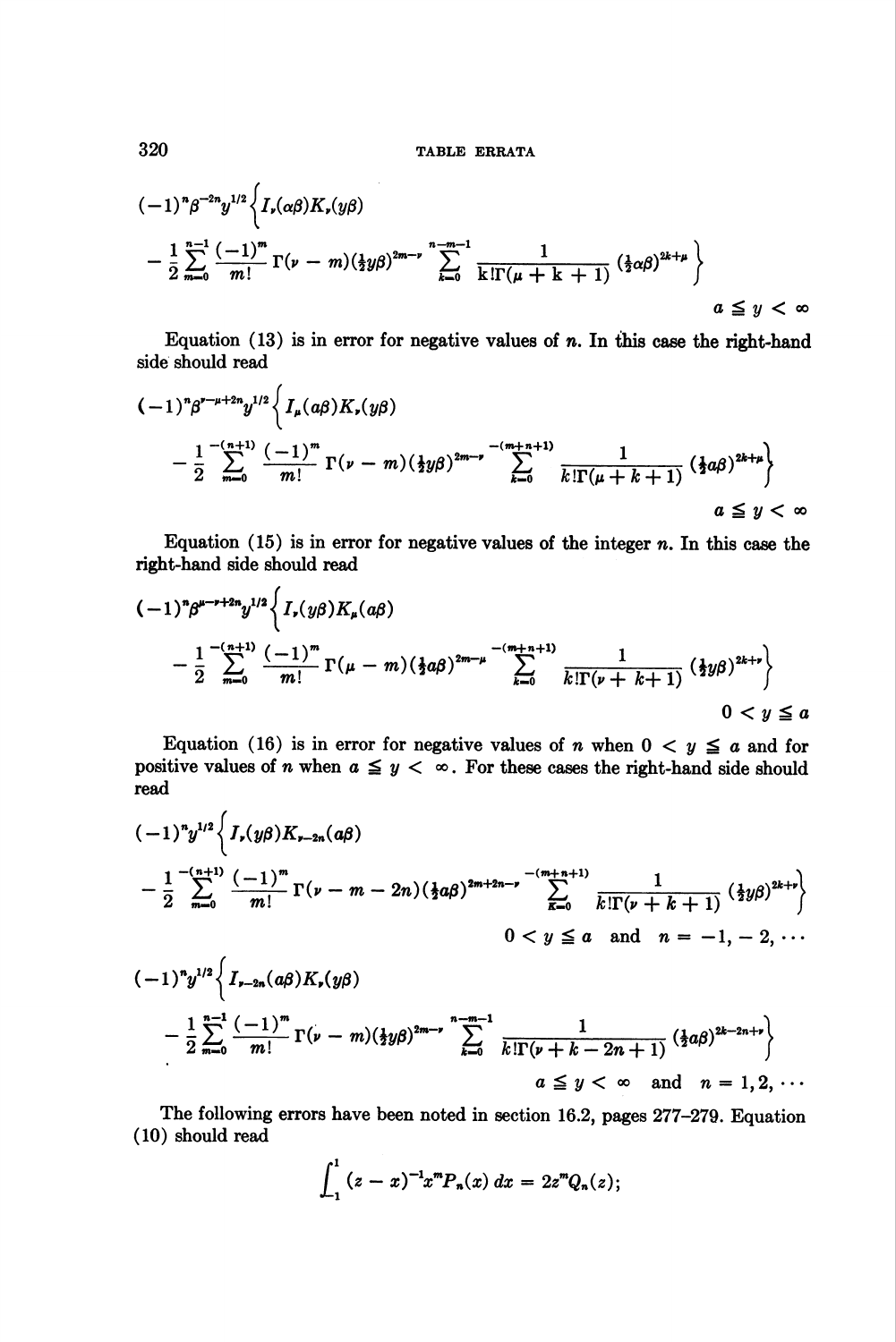$$(-1)^n \beta^{-2n} y^{1/2} \Big\{ I_\nu(\alpha\beta) K_\nu(y\beta)$$

$$- \frac{1}{2} \sum_{m=0}^{n-1} \frac{(-1)^m}{m!} \Gamma(\nu - m)(\tfrac{1}{2} y\beta)^{2m-\nu} \sum_{k=0}^{n-m-1} \frac{1}{k!\Gamma(\mu + k + 1)} (\tfrac{1}{2}\alpha\beta)^{2k+\mu} \Big\}$$

$$a \leqq y < \infty$$

Equation (13) is in error for negative values of $n$. In this case the right-hand side should read

$$(-1)^n \beta^{\nu-\mu+2n} y^{1/2} \Big\{ I_\mu(\alpha\beta) K_\nu(y\beta)$$

$$- \frac{1}{2} \sum_{m=0}^{-(n+1)} \frac{(-1)^m}{m!} \Gamma(\nu - m)(\tfrac{1}{2} y\beta)^{2m-\nu} \sum_{k=0}^{-(m+n+1)} \frac{1}{k!\Gamma(\mu + k + 1)} (\tfrac{1}{2}\alpha\beta)^{2k+\mu} \Big\}$$

$$a \leqq y < \infty$$

Equation (15) is in error for negative values of the integer $n$. In this case the right-hand side should read

$$(-1)^n \beta^{\mu-\nu+2n} y^{1/2} \Big\{ I_\nu(y\beta) K_\mu(\alpha\beta)$$

$$- \frac{1}{2} \sum_{m=0}^{-(n+1)} \frac{(-1)^m}{m!} \Gamma(\mu - m)(\tfrac{1}{2} \alpha\beta)^{2m-\mu} \sum_{k=0}^{-(m+n+1)} \frac{1}{k!\Gamma(\nu + k + 1)} (\tfrac{1}{2} y\beta)^{2k+\nu} \Big\}$$

$$0 < y \leqq a$$

Equation (16) is in error for negative values of $n$ when $0 < y \leqq a$ and for positive values of $n$ when $a \leqq y < \infty$. For these cases the right-hand side should read

$$(-1)^n y^{1/2} \Big\{ I_\nu(y\beta) K_{\nu-2n}(\alpha\beta)$$

$$- \frac{1}{2} \sum_{m=0}^{-(n+1)} \frac{(-1)^m}{m!} \Gamma(\nu - m - 2n)(\tfrac{1}{2}\alpha\beta)^{2m+2n-\nu} \sum_{K=0}^{-(m+n+1)} \frac{1}{k!\Gamma(\nu + k + 1)} (\tfrac{1}{2} y\beta)^{2k+\nu} \Big\}$$

$$0 < y \leqq a \quad \text{and} \quad n = -1, -2, \cdots$$

$$(-1)^n y^{1/2} \Big\{ I_{\nu-2n}(\alpha\beta) K_\nu(y\beta)$$

$$- \frac{1}{2} \sum_{m=0}^{n-1} \frac{(-1)^m}{m!} \Gamma(\nu - m)(\tfrac{1}{2} y\beta)^{2m-\nu} \sum_{k=0}^{n-m-1} \frac{1}{k!\Gamma(\nu + k - 2n + 1)} (\tfrac{1}{2}\alpha\beta)^{2k-2n+\nu} \Big\}$$

$$a \leqq y < \infty \quad \text{and} \quad n = 1, 2, \cdots$$

The following errors have been noted in section 16.2, pages 277–279. Equation (10) should read

$$\int_{-1}^{1} (z - x)^{-1} x^m P_n(x)\, dx = 2z^m Q_n(z);$$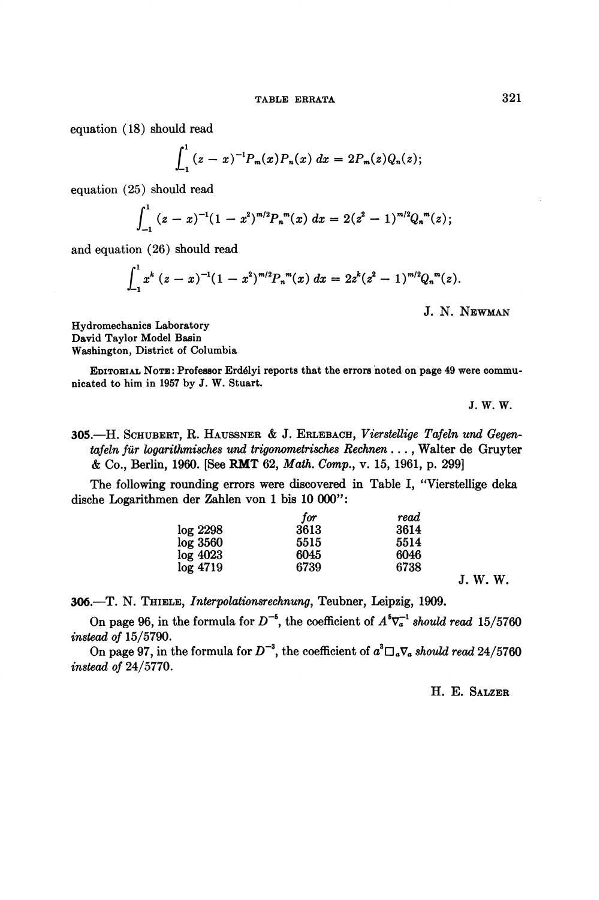equation (18) should read

$$\int_{-1}^{1} (z - x)^{-1} P_m(x) P_n(x) \, dx = 2P_m(z) Q_n(z);$$

equation (25) should read

$$\int_{-1}^{1} (z - x)^{-1} (1 - x^2)^{m/2} P_n^{\,m}(x) \, dx = 2(z^2 - 1)^{m/2} Q_n^{\,m}(z);$$

and equation (26) should read

$$\int_{-1}^{1} x^k \, (z - x)^{-1} (1 - x^2)^{m/2} P_n^{\,m}(x) \, dx = 2z^k (z^2 - 1)^{m/2} Q_n^{\,m}(z).$$

J. N. Newman

Hydromechanics Laboratory
David Taylor Model Basin
Washington, District of Columbia

Editorial Note: Professor Erdélyi reports that the errors noted on page 49 were communicated to him in 1957 by J. W. Stuart.

J. W. W.

**305.**—H. Schubert, R. Haussner & J. Erlebach, *Vierstellige Tafeln und Gegentafeln für logarithmisches und trigonometrisches Rechnen . . .*, Walter de Gruyter & Co., Berlin, 1960. [See **RMT** 62, *Math. Comp.*, v. 15, 1961, p. 299]

The following rounding errors were discovered in Table I, "Vierstellige deka dische Logarithmen der Zahlen von 1 bis 10 000":

| | *for* | *read* |
|---|---|---|
| log 2298 | 3613 | 3614 |
| log 3560 | 5515 | 5514 |
| log 4023 | 6045 | 6046 |
| log 4719 | 6739 | 6738 |

J. W. W.

**306.**—T. N. Thiele, *Interpolationsrechnung*, Teubner, Leipzig, 1909.

On page 96, in the formula for $D^{-5}$, the coefficient of $A^5 \nabla_a^{-1}$ *should read* 15/5760 *instead of* 15/5790.

On page 97, in the formula for $D^{-3}$, the coefficient of $a^3 \square_a \nabla_a$ *should read* 24/5760 *instead of* 24/5770.

H. E. Salzer